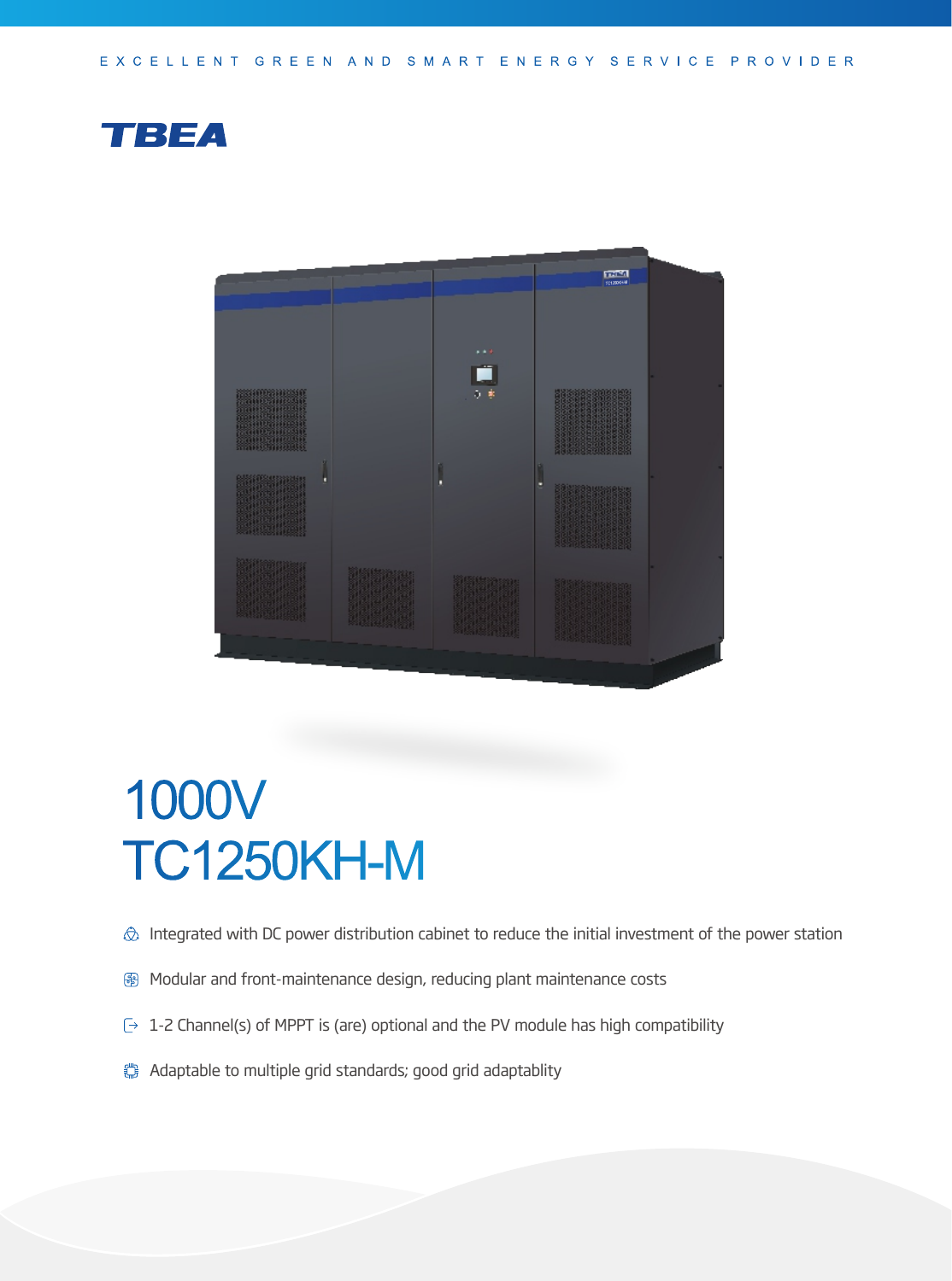EXCELLENT GREEN AND SMART ENERGY SERVICE PROVIDER

TBEA

# 1000V TC1250KH-M

- Integrated with DC power distribution cabinet to reduce the initial investment of the power station
- Modular and front-maintenance design, reducing plant maintenance costs
- 1-2 Channel(s) of MPPT is (are) optional and the PV module has high compatibility
- Adaptable to multiple grid standards; good grid adaptablity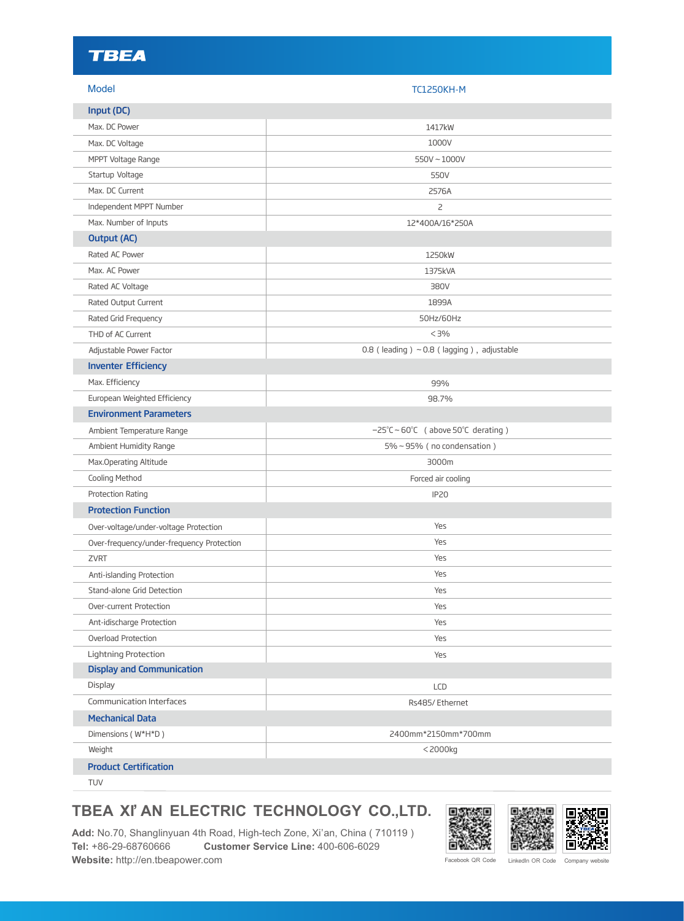**TBEA**

| Model | TC1250KH-M |
| --- | --- |
| **Input (DC)** | |
| Max. DC Power | 1417kW |
| Max. DC Voltage | 1000V |
| MPPT Voltage Range | 550V～1000V |
| Startup Voltage | 550V |
| Max. DC Current | 2576A |
| Independent MPPT Number | 2 |
| Max. Number of Inputs | 12*400A/16*250A |
| **Output (AC)** | |
| Rated AC Power | 1250kW |
| Max. AC Power | 1375kVA |
| Rated AC Voltage | 380V |
| Rated Output Current | 1899A |
| Rated Grid Frequency | 50Hz/60Hz |
| THD of AC Current | ＜3% |
| Adjustable Power Factor | 0.8（leading）～0.8（lagging）, adjustable |
| **Inventer Efficiency** | |
| Max. Efficiency | 99% |
| European Weighted Efficiency | 98.7% |
| **Environment Parameters** | |
| Ambient Temperature Range | −25℃～60℃ （above 50℃ derating） |
| Ambient Humidity Range | 5%～95%（no condensation） |
| Max.Operating Altitude | 3000m |
| Cooling Method | Forced air cooling |
| Protection Rating | IP20 |
| **Protection Function** | |
| Over-voltage/under-voltage Protection | Yes |
| Over-frequency/under-frequency Protection | Yes |
| ZVRT | Yes |
| Anti-islanding Protection | Yes |
| Stand-alone Grid Detection | Yes |
| Over-current Protection | Yes |
| Ant-idischarge Protection | Yes |
| Overload Protection | Yes |
| Lightning Protection | Yes |
| **Display and Communication** | |
| Display | LCD |
| Communication Interfaces | Rs485/ Ethernet |
| **Mechanical Data** | |
| Dimensions（W*H*D） | 2400mm*2150mm*700mm |
| Weight | ＜2000kg |
| **Product Certification** | |
| TUV | |

## TBEA XI'AN ELECTRIC TECHNOLOGY CO.,LTD.

**Add:** No.70, Shanglinyuan 4th Road, High-tech Zone, Xi'an, China ( 710119 )
**Tel:** +86-29-68760666 **Customer Service Line:** 400-606-6029
**Website:** http://en.tbeapower.com

Facebook QR Code LinkedIn OR Code Company website